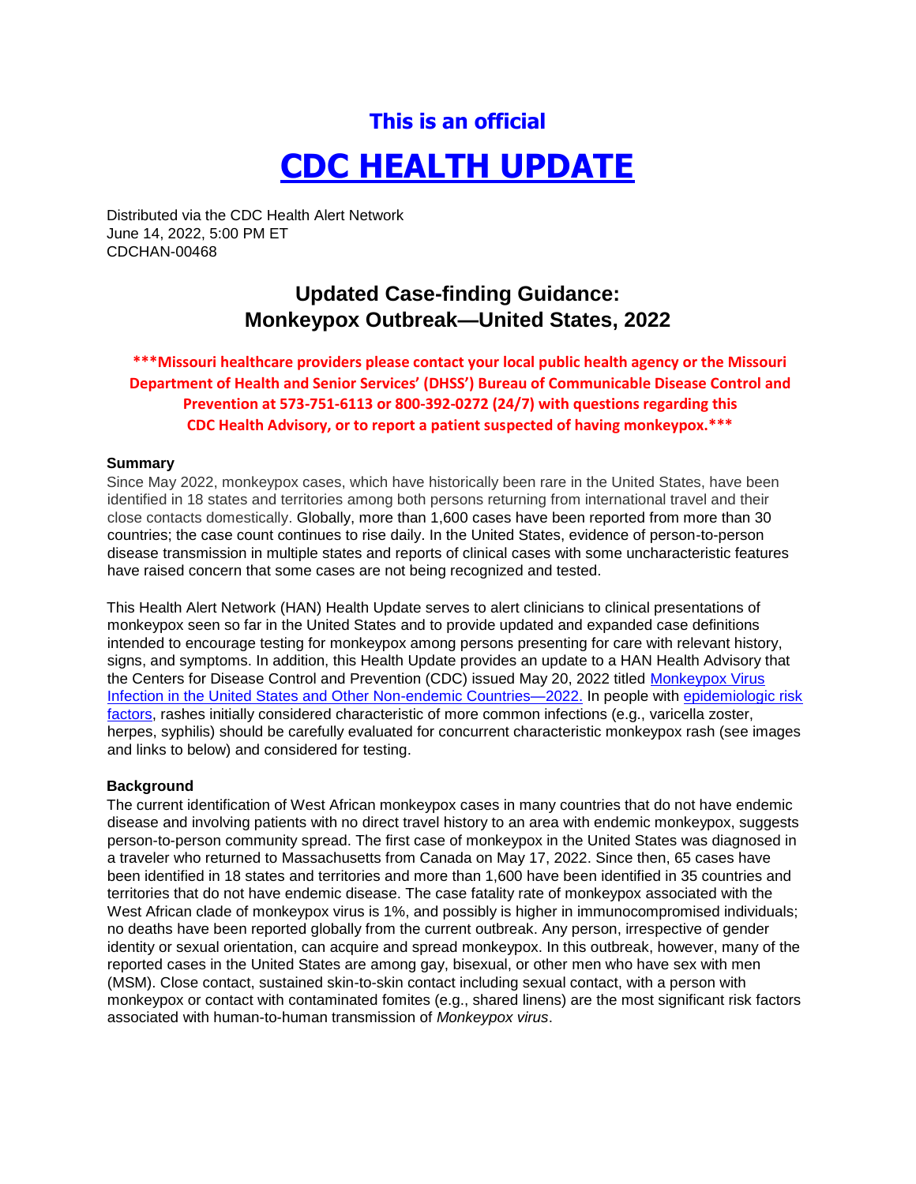**This is an official**

# CDC HEALTH UPDATE

Distributed via the CDC Health Alert Network
June 14, 2022, 5:00 PM ET
CDCHAN-00468

## Updated Case-finding Guidance: Monkeypox Outbreak—United States, 2022

**\*\*\*Missouri healthcare providers please contact your local public health agency or the Missouri Department of Health and Senior Services' (DHSS') Bureau of Communicable Disease Control and Prevention at 573-751-6113 or 800-392-0272 (24/7) with questions regarding this CDC Health Advisory, or to report a patient suspected of having monkeypox.\*\*\***

### Summary

Since May 2022, monkeypox cases, which have historically been rare in the United States, have been identified in 18 states and territories among both persons returning from international travel and their close contacts domestically. Globally, more than 1,600 cases have been reported from more than 30 countries; the case count continues to rise daily. In the United States, evidence of person-to-person disease transmission in multiple states and reports of clinical cases with some uncharacteristic features have raised concern that some cases are not being recognized and tested.

This Health Alert Network (HAN) Health Update serves to alert clinicians to clinical presentations of monkeypox seen so far in the United States and to provide updated and expanded case definitions intended to encourage testing for monkeypox among persons presenting for care with relevant history, signs, and symptoms. In addition, this Health Update provides an update to a HAN Health Advisory that the Centers for Disease Control and Prevention (CDC) issued May 20, 2022 titled Monkeypox Virus Infection in the United States and Other Non-endemic Countries—2022. In people with epidemiologic risk factors, rashes initially considered characteristic of more common infections (e.g., varicella zoster, herpes, syphilis) should be carefully evaluated for concurrent characteristic monkeypox rash (see images and links to below) and considered for testing.

### Background

The current identification of West African monkeypox cases in many countries that do not have endemic disease and involving patients with no direct travel history to an area with endemic monkeypox, suggests person-to-person community spread. The first case of monkeypox in the United States was diagnosed in a traveler who returned to Massachusetts from Canada on May 17, 2022. Since then, 65 cases have been identified in 18 states and territories and more than 1,600 have been identified in 35 countries and territories that do not have endemic disease. The case fatality rate of monkeypox associated with the West African clade of monkeypox virus is 1%, and possibly is higher in immunocompromised individuals; no deaths have been reported globally from the current outbreak. Any person, irrespective of gender identity or sexual orientation, can acquire and spread monkeypox. In this outbreak, however, many of the reported cases in the United States are among gay, bisexual, or other men who have sex with men (MSM). Close contact, sustained skin-to-skin contact including sexual contact, with a person with monkeypox or contact with contaminated fomites (e.g., shared linens) are the most significant risk factors associated with human-to-human transmission of *Monkeypox virus*.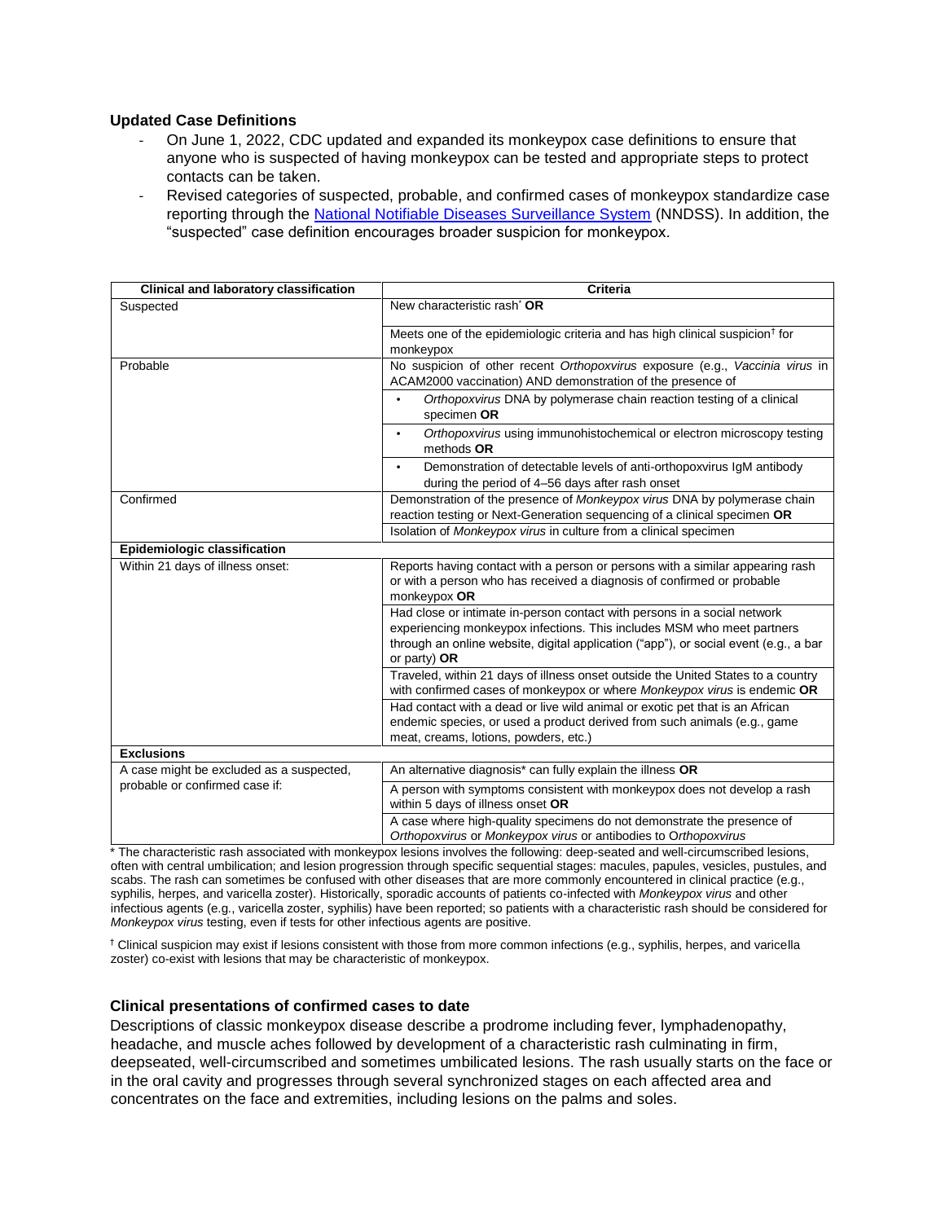### Updated Case Definitions

- On June 1, 2022, CDC updated and expanded its monkeypox case definitions to ensure that anyone who is suspected of having monkeypox can be tested and appropriate steps to protect contacts can be taken.
- Revised categories of suspected, probable, and confirmed cases of monkeypox standardize case reporting through the [National Notifiable Diseases Surveillance System](#) (NNDSS). In addition, the "suspected" case definition encourages broader suspicion for monkeypox.

| Clinical and laboratory classification | Criteria |
|---|---|
| Suspected | New characteristic rash* **OR** |
| | Meets one of the epidemiologic criteria and has high clinical suspicion† for monkeypox |
| Probable | No suspicion of other recent *Orthopoxvirus* exposure (e.g., *Vaccinia virus* in ACAM2000 vaccination) AND demonstration of the presence of |
| | • *Orthopoxvirus* DNA by polymerase chain reaction testing of a clinical specimen **OR** |
| | • *Orthopoxvirus* using immunohistochemical or electron microscopy testing methods **OR** |
| | • Demonstration of detectable levels of anti-orthopoxvirus IgM antibody during the period of 4–56 days after rash onset |
| Confirmed | Demonstration of the presence of *Monkeypox virus* DNA by polymerase chain reaction testing or Next-Generation sequencing of a clinical specimen **OR** |
| | Isolation of *Monkeypox virus* in culture from a clinical specimen |
| **Epidemiologic classification** | |
| Within 21 days of illness onset: | Reports having contact with a person or persons with a similar appearing rash or with a person who has received a diagnosis of confirmed or probable monkeypox **OR** |
| | Had close or intimate in-person contact with persons in a social network experiencing monkeypox infections. This includes MSM who meet partners through an online website, digital application ("app"), or social event (e.g., a bar or party) **OR** |
| | Traveled, within 21 days of illness onset outside the United States to a country with confirmed cases of monkeypox or where *Monkeypox virus* is endemic **OR** |
| | Had contact with a dead or live wild animal or exotic pet that is an African endemic species, or used a product derived from such animals (e.g., game meat, creams, lotions, powders, etc.) |
| **Exclusions** | |
| A case might be excluded as a suspected, probable or confirmed case if: | An alternative diagnosis* can fully explain the illness **OR** |
| | A person with symptoms consistent with monkeypox does not develop a rash within 5 days of illness onset **OR** |
| | A case where high-quality specimens do not demonstrate the presence of *Orthopoxvirus* or *Monkeypox virus* or antibodies to *Orthopoxvirus* |

* The characteristic rash associated with monkeypox lesions involves the following: deep-seated and well-circumscribed lesions, often with central umbilication; and lesion progression through specific sequential stages: macules, papules, vesicles, pustules, and scabs. The rash can sometimes be confused with other diseases that are more commonly encountered in clinical practice (e.g., syphilis, herpes, and varicella zoster). Historically, sporadic accounts of patients co-infected with *Monkeypox virus* and other infectious agents (e.g., varicella zoster, syphilis) have been reported; so patients with a characteristic rash should be considered for *Monkeypox virus* testing, even if tests for other infectious agents are positive.

† Clinical suspicion may exist if lesions consistent with those from more common infections (e.g., syphilis, herpes, and varicella zoster) co-exist with lesions that may be characteristic of monkeypox.

### Clinical presentations of confirmed cases to date

Descriptions of classic monkeypox disease describe a prodrome including fever, lymphadenopathy, headache, and muscle aches followed by development of a characteristic rash culminating in firm, deepseated, well-circumscribed and sometimes umbilicated lesions. The rash usually starts on the face or in the oral cavity and progresses through several synchronized stages on each affected area and concentrates on the face and extremities, including lesions on the palms and soles.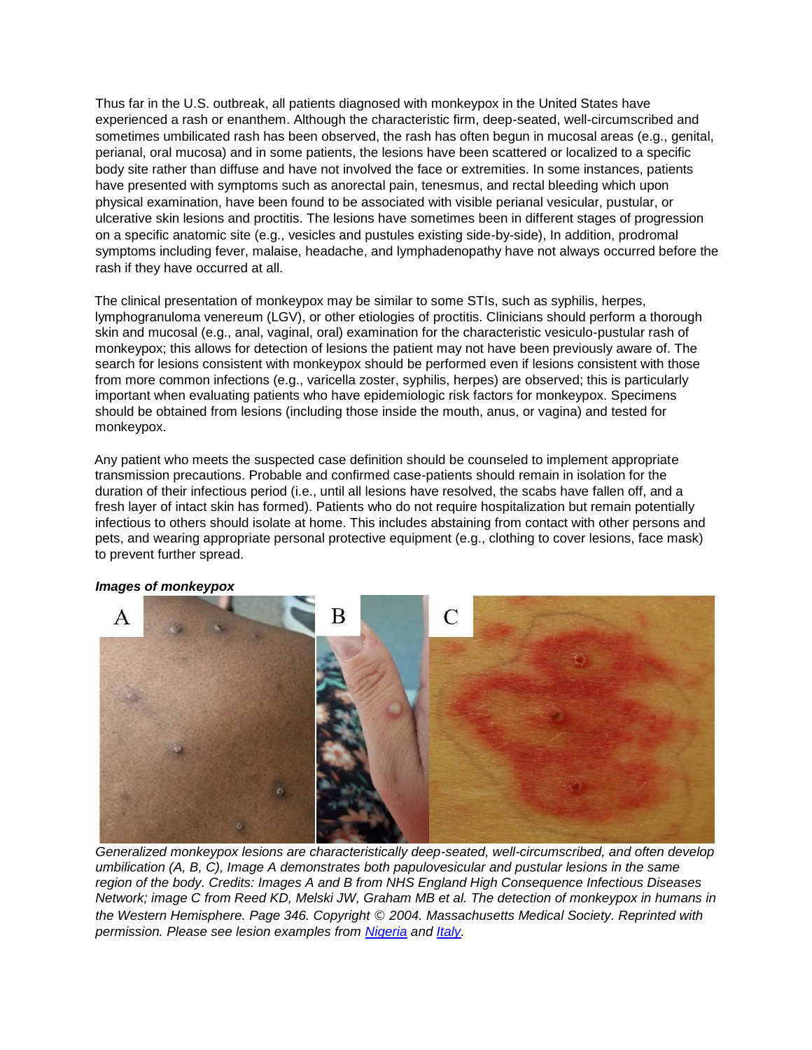Thus far in the U.S. outbreak, all patients diagnosed with monkeypox in the United States have experienced a rash or enanthem. Although the characteristic firm, deep-seated, well-circumscribed and sometimes umbilicated rash has been observed, the rash has often begun in mucosal areas (e.g., genital, perianal, oral mucosa) and in some patients, the lesions have been scattered or localized to a specific body site rather than diffuse and have not involved the face or extremities. In some instances, patients have presented with symptoms such as anorectal pain, tenesmus, and rectal bleeding which upon physical examination, have been found to be associated with visible perianal vesicular, pustular, or ulcerative skin lesions and proctitis. The lesions have sometimes been in different stages of progression on a specific anatomic site (e.g., vesicles and pustules existing side-by-side), In addition, prodromal symptoms including fever, malaise, headache, and lymphadenopathy have not always occurred before the rash if they have occurred at all.

The clinical presentation of monkeypox may be similar to some STIs, such as syphilis, herpes, lymphogranuloma venereum (LGV), or other etiologies of proctitis. Clinicians should perform a thorough skin and mucosal (e.g., anal, vaginal, oral) examination for the characteristic vesiculo-pustular rash of monkeypox; this allows for detection of lesions the patient may not have been previously aware of. The search for lesions consistent with monkeypox should be performed even if lesions consistent with those from more common infections (e.g., varicella zoster, syphilis, herpes) are observed; this is particularly important when evaluating patients who have epidemiologic risk factors for monkeypox. Specimens should be obtained from lesions (including those inside the mouth, anus, or vagina) and tested for monkeypox.

Any patient who meets the suspected case definition should be counseled to implement appropriate transmission precautions. Probable and confirmed case-patients should remain in isolation for the duration of their infectious period (i.e., until all lesions have resolved, the scabs have fallen off, and a fresh layer of intact skin has formed). Patients who do not require hospitalization but remain potentially infectious to others should isolate at home. This includes abstaining from contact with other persons and pets, and wearing appropriate personal protective equipment (e.g., clothing to cover lesions, face mask) to prevent further spread.

***Images of monkeypox***

*Generalized monkeypox lesions are characteristically deep-seated, well-circumscribed, and often develop umbilication (A, B, C), Image A demonstrates both papulovesicular and pustular lesions in the same region of the body. Credits: Images A and B from NHS England High Consequence Infectious Diseases Network; image C from Reed KD, Melski JW, Graham MB et al. The detection of monkeypox in humans in the Western Hemisphere. Page 346. Copyright © 2004. Massachusetts Medical Society. Reprinted with permission. Please see lesion examples from Nigeria and Italy.*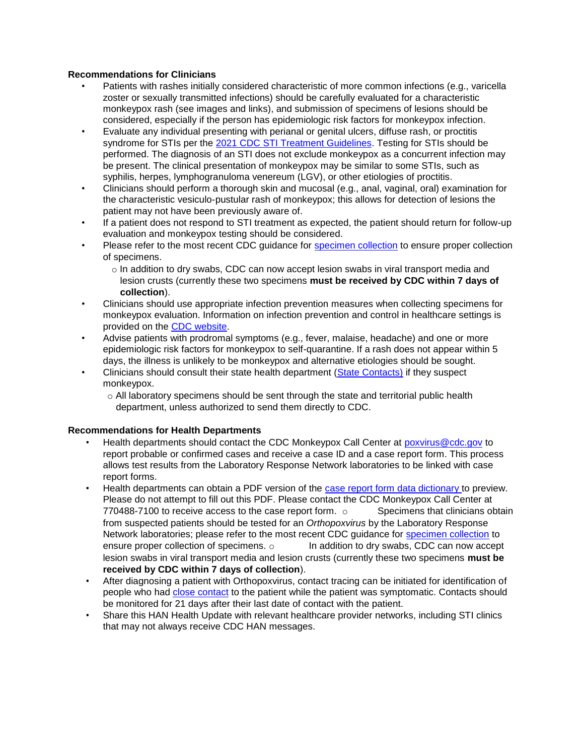**Recommendations for Clinicians**

- Patients with rashes initially considered characteristic of more common infections (e.g., varicella zoster or sexually transmitted infections) should be carefully evaluated for a characteristic monkeypox rash (see images and links), and submission of specimens of lesions should be considered, especially if the person has epidemiologic risk factors for monkeypox infection.
- Evaluate any individual presenting with perianal or genital ulcers, diffuse rash, or proctitis syndrome for STIs per the [2021 CDC STI Treatment Guidelines](). Testing for STIs should be performed. The diagnosis of an STI does not exclude monkeypox as a concurrent infection may be present. The clinical presentation of monkeypox may be similar to some STIs, such as syphilis, herpes, lymphogranuloma venereum (LGV), or other etiologies of proctitis.
- Clinicians should perform a thorough skin and mucosal (e.g., anal, vaginal, oral) examination for the characteristic vesiculo-pustular rash of monkeypox; this allows for detection of lesions the patient may not have been previously aware of.
- If a patient does not respond to STI treatment as expected, the patient should return for follow-up evaluation and monkeypox testing should be considered.
- Please refer to the most recent CDC guidance for [specimen collection]() to ensure proper collection of specimens.
  - In addition to dry swabs, CDC can now accept lesion swabs in viral transport media and lesion crusts (currently these two specimens **must be received by CDC within 7 days of collection**).
- Clinicians should use appropriate infection prevention measures when collecting specimens for monkeypox evaluation. Information on infection prevention and control in healthcare settings is provided on the [CDC website]().
- Advise patients with prodromal symptoms (e.g., fever, malaise, headache) and one or more epidemiologic risk factors for monkeypox to self-quarantine. If a rash does not appear within 5 days, the illness is unlikely to be monkeypox and alternative etiologies should be sought.
- Clinicians should consult their state health department ([State Contacts)]() if they suspect monkeypox.
  - All laboratory specimens should be sent through the state and territorial public health department, unless authorized to send them directly to CDC.

**Recommendations for Health Departments**

- Health departments should contact the CDC Monkeypox Call Center at [poxvirus@cdc.gov]() to report probable or confirmed cases and receive a case ID and a case report form. This process allows test results from the Laboratory Response Network laboratories to be linked with case report forms.
- Health departments can obtain a PDF version of the [case report form data dictionary]() to preview. Please do not attempt to fill out this PDF. Please contact the CDC Monkeypox Call Center at 770488-7100 to receive access to the case report form.
  - Specimens that clinicians obtain from suspected patients should be tested for an *Orthopoxvirus* by the Laboratory Response Network laboratories; please refer to the most recent CDC guidance for [specimen collection]() to ensure proper collection of specimens.
  - In addition to dry swabs, CDC can now accept lesion swabs in viral transport media and lesion crusts (currently these two specimens **must be received by CDC within 7 days of collection**).
- After diagnosing a patient with Orthopoxvirus, contact tracing can be initiated for identification of people who had [close contact]() to the patient while the patient was symptomatic. Contacts should be monitored for 21 days after their last date of contact with the patient.
- Share this HAN Health Update with relevant healthcare provider networks, including STI clinics that may not always receive CDC HAN messages.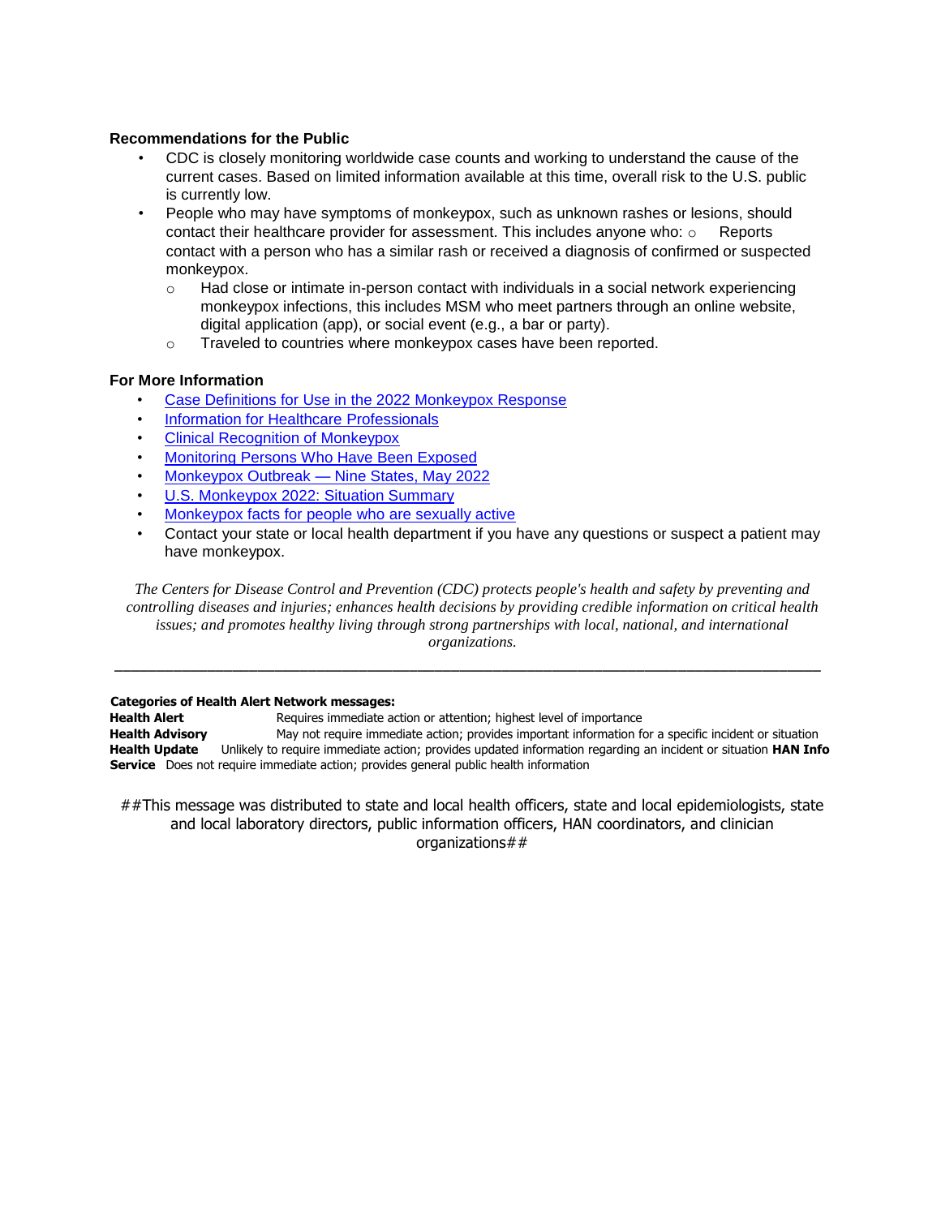### Recommendations for the Public

- CDC is closely monitoring worldwide case counts and working to understand the cause of the current cases. Based on limited information available at this time, overall risk to the U.S. public is currently low.
- People who may have symptoms of monkeypox, such as unknown rashes or lesions, should contact their healthcare provider for assessment. This includes anyone who:
  - Reports contact with a person who has a similar rash or received a diagnosis of confirmed or suspected monkeypox.
  - Had close or intimate in-person contact with individuals in a social network experiencing monkeypox infections, this includes MSM who meet partners through an online website, digital application (app), or social event (e.g., a bar or party).
  - Traveled to countries where monkeypox cases have been reported.

### For More Information

- Case Definitions for Use in the 2022 Monkeypox Response
- Information for Healthcare Professionals
- Clinical Recognition of Monkeypox
- Monitoring Persons Who Have Been Exposed
- Monkeypox Outbreak — Nine States, May 2022
- U.S. Monkeypox 2022: Situation Summary
- Monkeypox facts for people who are sexually active
- Contact your state or local health department if you have any questions or suspect a patient may have monkeypox.

*The Centers for Disease Control and Prevention (CDC) protects people's health and safety by preventing and controlling diseases and injuries; enhances health decisions by providing credible information on critical health issues; and promotes healthy living through strong partnerships with local, national, and international organizations.*

---

**Categories of Health Alert Network messages:**

**Health Alert** Requires immediate action or attention; highest level of importance

**Health Advisory** May not require immediate action; provides important information for a specific incident or situation

**Health Update** Unlikely to require immediate action; provides updated information regarding an incident or situation

**HAN Info Service** Does not require immediate action; provides general public health information

##This message was distributed to state and local health officers, state and local epidemiologists, state and local laboratory directors, public information officers, HAN coordinators, and clinician organizations##